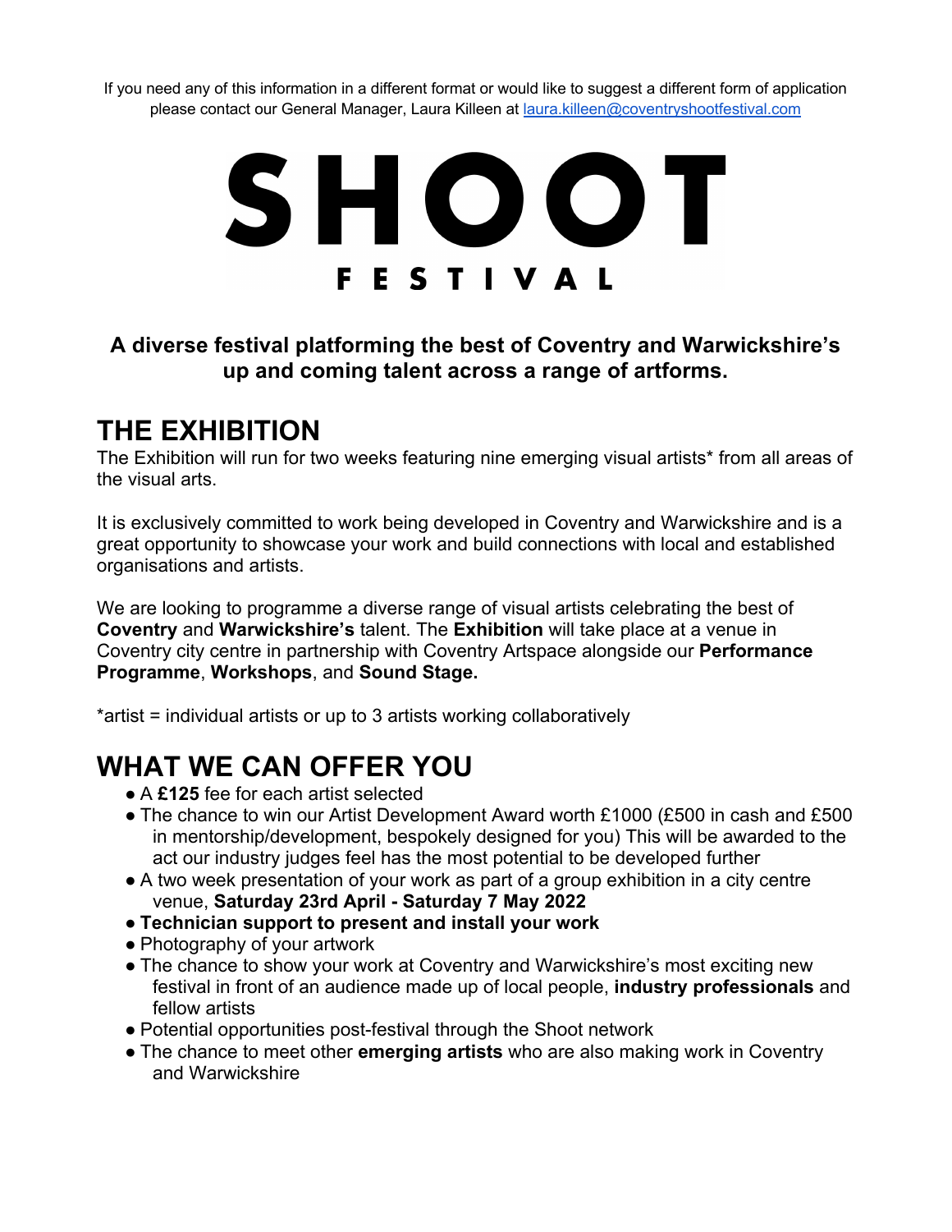If you need any of this information in a different format or would like to suggest a different form of application please contact our General Manager, Laura Killeen at [laura.killeen@coventryshootfestival.com](mailto:laura.killeen@coventryshootfestival.com)

# SHOOT
## FESTIVAL

**A diverse festival platforming the best of Coventry and Warwickshire's up and coming talent across a range of artforms.**

## THE EXHIBITION

The Exhibition will run for two weeks featuring nine emerging visual artists* from all areas of the visual arts.

It is exclusively committed to work being developed in Coventry and Warwickshire and is a great opportunity to showcase your work and build connections with local and established organisations and artists.

We are looking to programme a diverse range of visual artists celebrating the best of **Coventry** and **Warwickshire's** talent. The **Exhibition** will take place at a venue in Coventry city centre in partnership with Coventry Artspace alongside our **Performance Programme**, **Workshops**, and **Sound Stage.**

*artist = individual artists or up to 3 artists working collaboratively

## WHAT WE CAN OFFER YOU

- A **£125** fee for each artist selected
- The chance to win our Artist Development Award worth £1000 (£500 in cash and £500 in mentorship/development, bespokely designed for you) This will be awarded to the act our industry judges feel has the most potential to be developed further
- A two week presentation of your work as part of a group exhibition in a city centre venue, **Saturday 23rd April - Saturday 7 May 2022**
- **Technician support to present and install your work**
- Photography of your artwork
- The chance to show your work at Coventry and Warwickshire's most exciting new festival in front of an audience made up of local people, **industry professionals** and fellow artists
- Potential opportunities post-festival through the Shoot network
- The chance to meet other **emerging artists** who are also making work in Coventry and Warwickshire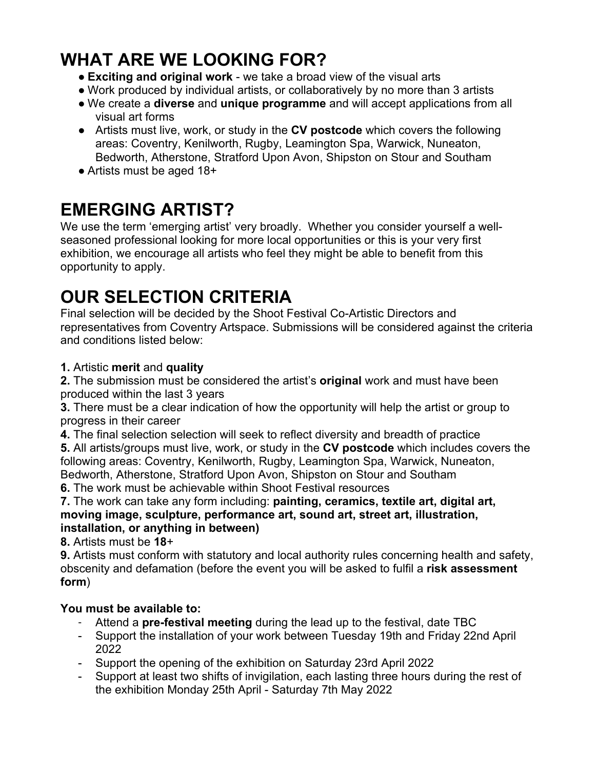# WHAT ARE WE LOOKING FOR?

- **Exciting and original work** - we take a broad view of the visual arts
- Work produced by individual artists, or collaboratively by no more than 3 artists
- We create a **diverse** and **unique programme** and will accept applications from all visual art forms
- Artists must live, work, or study in the **CV postcode** which covers the following areas: Coventry, Kenilworth, Rugby, Leamington Spa, Warwick, Nuneaton, Bedworth, Atherstone, Stratford Upon Avon, Shipston on Stour and Southam
- Artists must be aged 18+

# EMERGING ARTIST?

We use the term 'emerging artist' very broadly. Whether you consider yourself a well-seasoned professional looking for more local opportunities or this is your very first exhibition, we encourage all artists who feel they might be able to benefit from this opportunity to apply.

# OUR SELECTION CRITERIA

Final selection will be decided by the Shoot Festival Co-Artistic Directors and representatives from Coventry Artspace. Submissions will be considered against the criteria and conditions listed below:

**1.** Artistic **merit** and **quality**
**2.** The submission must be considered the artist's **original** work and must have been produced within the last 3 years
**3.** There must be a clear indication of how the opportunity will help the artist or group to progress in their career
**4.** The final selection selection will seek to reflect diversity and breadth of practice
**5.** All artists/groups must live, work, or study in the **CV postcode** which includes covers the following areas: Coventry, Kenilworth, Rugby, Leamington Spa, Warwick, Nuneaton, Bedworth, Atherstone, Stratford Upon Avon, Shipston on Stour and Southam
**6.** The work must be achievable within Shoot Festival resources
**7.** The work can take any form including: **painting, ceramics, textile art, digital art, moving image, sculpture, performance art, sound art, street art, illustration, installation, or anything in between)**
**8.** Artists must be **18**+
**9.** Artists must conform with statutory and local authority rules concerning health and safety, obscenity and defamation (before the event you will be asked to fulfil a **risk assessment form**)

**You must be available to:**

- Attend a **pre-festival meeting** during the lead up to the festival, date TBC
- Support the installation of your work between Tuesday 19th and Friday 22nd April 2022
- Support the opening of the exhibition on Saturday 23rd April 2022
- Support at least two shifts of invigilation, each lasting three hours during the rest of the exhibition Monday 25th April - Saturday 7th May 2022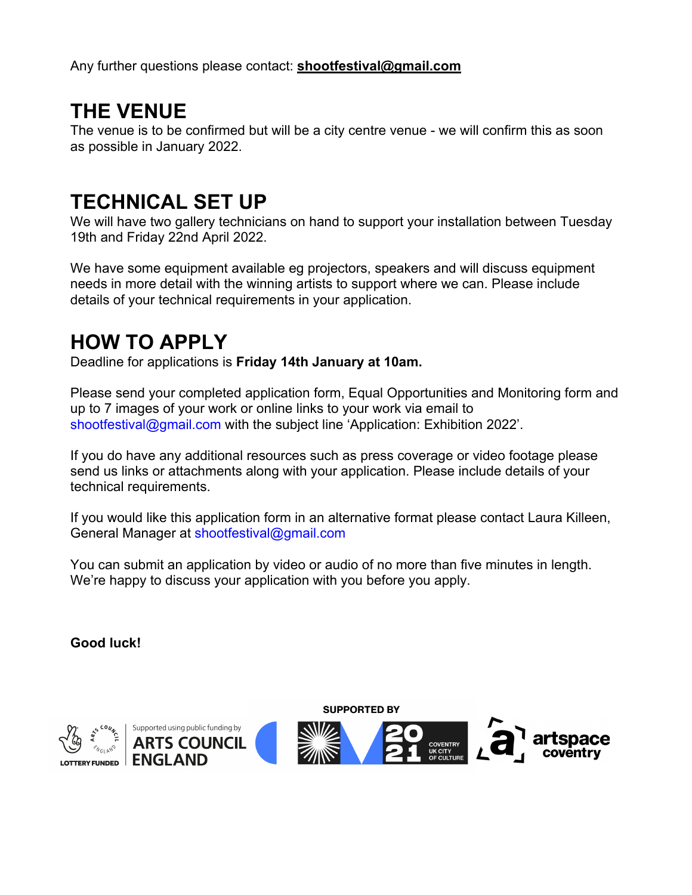Any further questions please contact: **shootfestival@gmail.com**

## THE VENUE

The venue is to be confirmed but will be a city centre venue - we will confirm this as soon as possible in January 2022.

## TECHNICAL SET UP

We will have two gallery technicians on hand to support your installation between Tuesday 19th and Friday 22nd April 2022.

We have some equipment available eg projectors, speakers and will discuss equipment needs in more detail with the winning artists to support where we can. Please include details of your technical requirements in your application.

## HOW TO APPLY

Deadline for applications is **Friday 14th January at 10am.**

Please send your completed application form, Equal Opportunities and Monitoring form and up to 7 images of your work or online links to your work via email to shootfestival@gmail.com with the subject line 'Application: Exhibition 2022'.

If you do have any additional resources such as press coverage or video footage please send us links or attachments along with your application. Please include details of your technical requirements.

If you would like this application form in an alternative format please contact Laura Killeen, General Manager at shootfestival@gmail.com

You can submit an application by video or audio of no more than five minutes in length. We're happy to discuss your application with you before you apply.

**Good luck!**

SUPPORTED BY

LOTTERY FUNDED

Supported using public funding by ARTS COUNCIL ENGLAND

2021 COVENTRY UK CITY OF CULTURE

artspace coventry